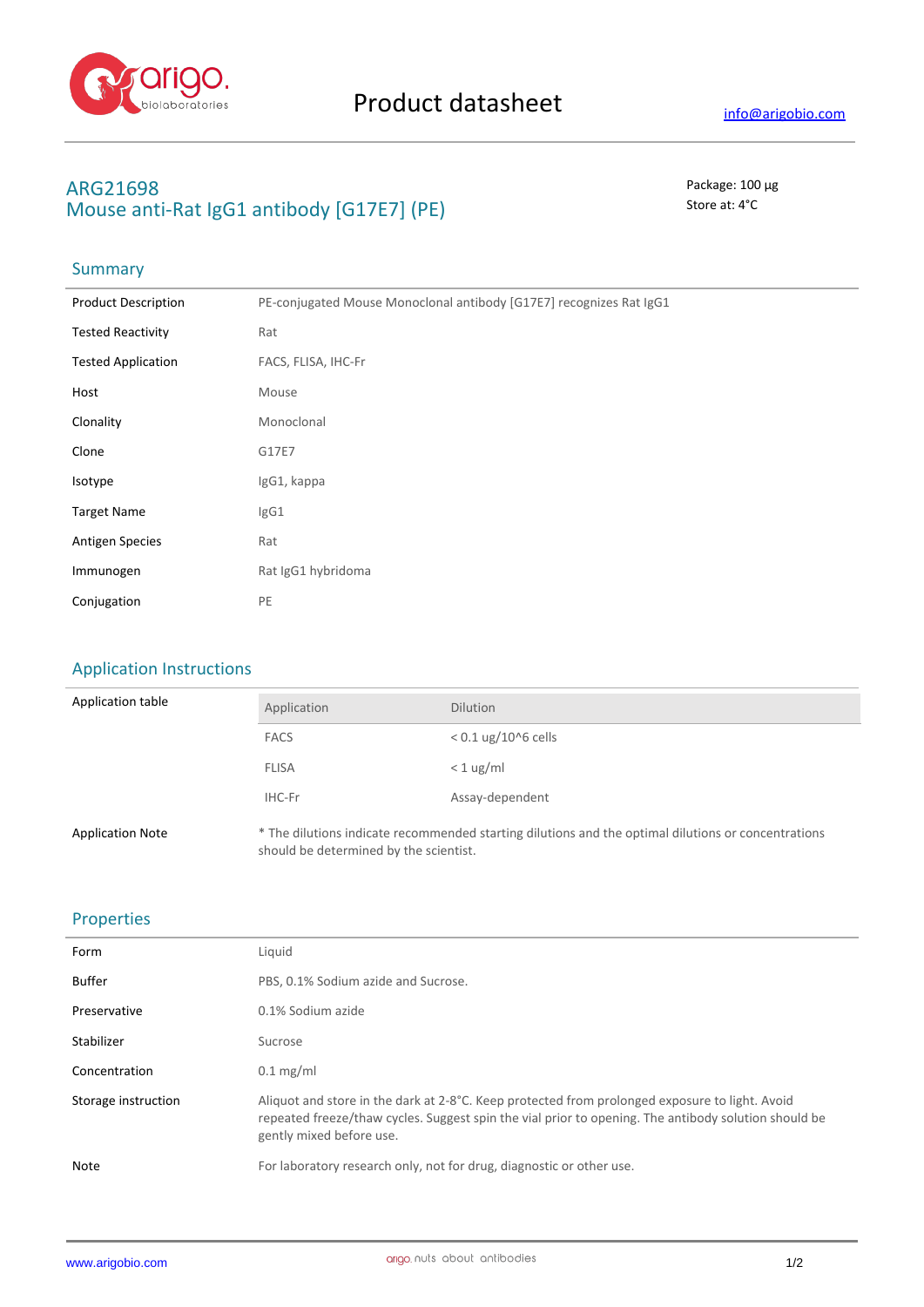# Product datasheet

info@arigobio.com

## ARG21698
## Mouse anti-Rat IgG1 antibody [G17E7] (PE)

Package: 100 μg
Store at: 4°C

### Summary

| | |
|---|---|
| Product Description | PE-conjugated Mouse Monoclonal antibody [G17E7] recognizes Rat IgG1 |
| Tested Reactivity | Rat |
| Tested Application | FACS, FLISA, IHC-Fr |
| Host | Mouse |
| Clonality | Monoclonal |
| Clone | G17E7 |
| Isotype | IgG1, kappa |
| Target Name | IgG1 |
| Antigen Species | Rat |
| Immunogen | Rat IgG1 hybridoma |
| Conjugation | PE |

### Application Instructions

Application table

| Application | Dilution |
|---|---|
| FACS | < 0.1 ug/10^6 cells |
| FLISA | < 1 ug/ml |
| IHC-Fr | Assay-dependent |

Application Note: * The dilutions indicate recommended starting dilutions and the optimal dilutions or concentrations should be determined by the scientist.

### Properties

| | |
|---|---|
| Form | Liquid |
| Buffer | PBS, 0.1% Sodium azide and Sucrose. |
| Preservative | 0.1% Sodium azide |
| Stabilizer | Sucrose |
| Concentration | 0.1 mg/ml |
| Storage instruction | Aliquot and store in the dark at 2-8°C. Keep protected from prolonged exposure to light. Avoid repeated freeze/thaw cycles. Suggest spin the vial prior to opening. The antibody solution should be gently mixed before use. |
| Note | For laboratory research only, not for drug, diagnostic or other use. |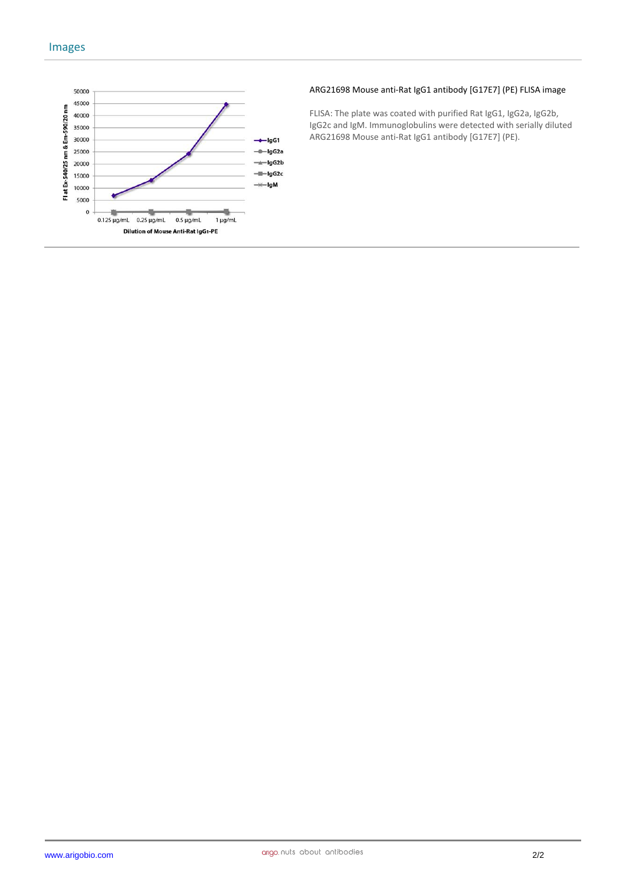## Images

50000
45000
40000
35000
30000
25000
20000
15000
10000
5000
0

FI at Ex-540/25 nm & Em-590/20 nm

0.125 µg/mL
0.25 µg/mL
0.5 µg/mL
1 µg/mL

Dilution of Mouse Anti-Rat IgG1-PE

IgG1
IgG2a
IgG2b
IgG2c
IgM

ARG21698 Mouse anti-Rat IgG1 antibody [G17E7] (PE) FLISA image

FLISA: The plate was coated with purified Rat IgG1, IgG2a, IgG2b, IgG2c and IgM. Immunoglobulins were detected with serially diluted ARG21698 Mouse anti-Rat IgG1 antibody [G17E7] (PE).